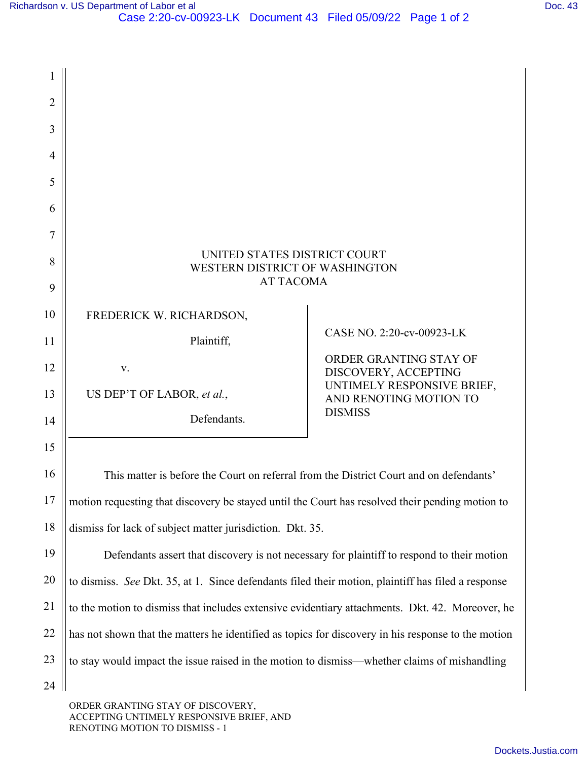UNITED STATES DISTRICT COURT
WESTERN DISTRICT OF WASHINGTON
AT TACOMA

| | |
|---|---|
| FREDERICK W. RICHARDSON,<br><br>Plaintiff,<br><br>v.<br><br>US DEP'T OF LABOR, *et al.*,<br><br>Defendants. | CASE NO. 2:20-cv-00923-LK<br><br>ORDER GRANTING STAY OF DISCOVERY, ACCEPTING UNTIMELY RESPONSIVE BRIEF, AND RENOTING MOTION TO DISMISS |

This matter is before the Court on referral from the District Court and on defendants' motion requesting that discovery be stayed until the Court has resolved their pending motion to dismiss for lack of subject matter jurisdiction. Dkt. 35.

Defendants assert that discovery is not necessary for plaintiff to respond to their motion to dismiss. *See* Dkt. 35, at 1. Since defendants filed their motion, plaintiff has filed a response to the motion to dismiss that includes extensive evidentiary attachments. Dkt. 42. Moreover, he has not shown that the matters he identified as topics for discovery in his response to the motion to stay would impact the issue raised in the motion to dismiss—whether claims of mishandling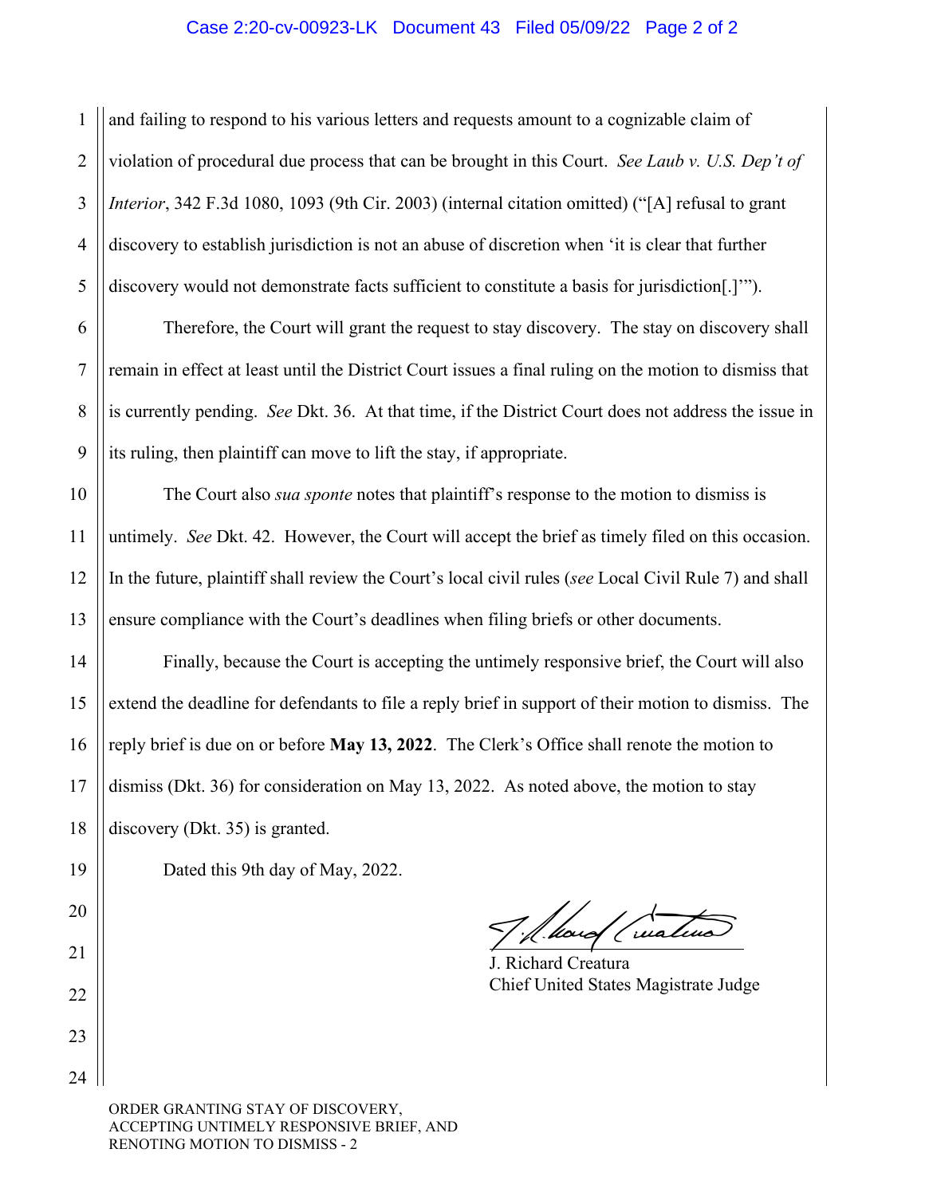and failing to respond to his various letters and requests amount to a cognizable claim of violation of procedural due process that can be brought in this Court. *See Laub v. U.S. Dep't of Interior*, 342 F.3d 1080, 1093 (9th Cir. 2003) (internal citation omitted) ("[A] refusal to grant discovery to establish jurisdiction is not an abuse of discretion when 'it is clear that further discovery would not demonstrate facts sufficient to constitute a basis for jurisdiction[.]'").

Therefore, the Court will grant the request to stay discovery. The stay on discovery shall remain in effect at least until the District Court issues a final ruling on the motion to dismiss that is currently pending. *See* Dkt. 36. At that time, if the District Court does not address the issue in its ruling, then plaintiff can move to lift the stay, if appropriate.

The Court also *sua sponte* notes that plaintiff's response to the motion to dismiss is untimely. *See* Dkt. 42. However, the Court will accept the brief as timely filed on this occasion. In the future, plaintiff shall review the Court's local civil rules (*see* Local Civil Rule 7) and shall ensure compliance with the Court's deadlines when filing briefs or other documents.

Finally, because the Court is accepting the untimely responsive brief, the Court will also extend the deadline for defendants to file a reply brief in support of their motion to dismiss. The reply brief is due on or before **May 13, 2022**. The Clerk's Office shall renote the motion to dismiss (Dkt. 36) for consideration on May 13, 2022. As noted above, the motion to stay discovery (Dkt. 35) is granted.

Dated this 9th day of May, 2022.

J. Richard Creatura
Chief United States Magistrate Judge

ORDER GRANTING STAY OF DISCOVERY, ACCEPTING UNTIMELY RESPONSIVE BRIEF, AND RENOTING MOTION TO DISMISS - 2